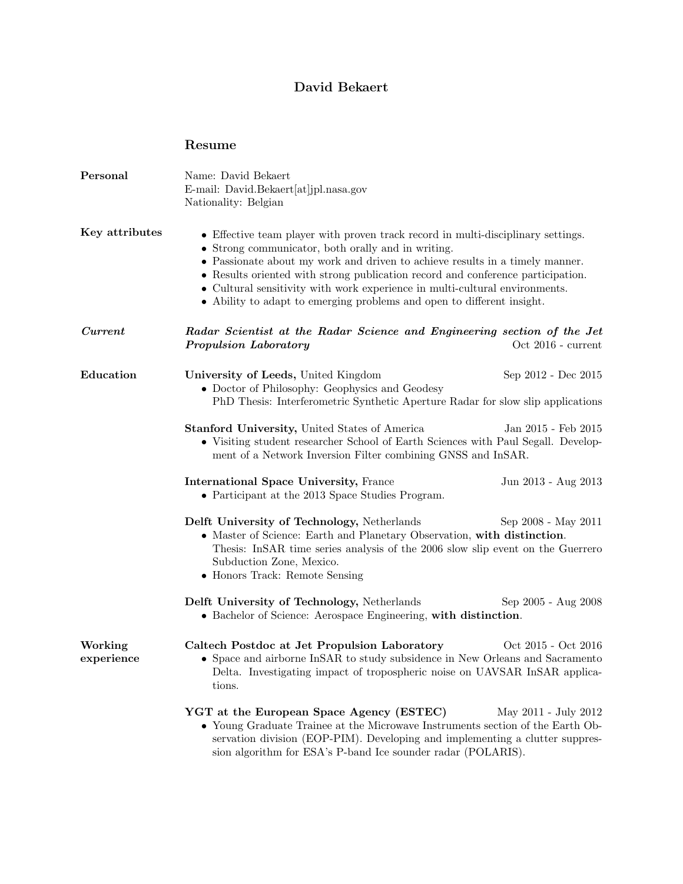# David Bekaert

## Resume

### Personal

Name: David Bekaert
E-mail: David.Bekaert[at]jpl.nasa.gov
Nationality: Belgian

### Key attributes

- Effective team player with proven track record in multi-disciplinary settings.
- Strong communicator, both orally and in writing.
- Passionate about my work and driven to achieve results in a timely manner.
- Results oriented with strong publication record and conference participation.
- Cultural sensitivity with work experience in multi-cultural environments.
- Ability to adapt to emerging problems and open to different insight.

### *Current*

***Radar Scientist at the Radar Science and Engineering section of the Jet Propulsion Laboratory*** — Oct 2016 - current

### Education

**University of Leeds,** United Kingdom — Sep 2012 - Dec 2015
- Doctor of Philosophy: Geophysics and Geodesy
  PhD Thesis: Interferometric Synthetic Aperture Radar for slow slip applications

**Stanford University,** United States of America — Jan 2015 - Feb 2015
- Visiting student researcher School of Earth Sciences with Paul Segall. Development of a Network Inversion Filter combining GNSS and InSAR.

**International Space University,** France — Jun 2013 - Aug 2013
- Participant at the 2013 Space Studies Program.

**Delft University of Technology,** Netherlands — Sep 2008 - May 2011
- Master of Science: Earth and Planetary Observation, **with distinction**.
  Thesis: InSAR time series analysis of the 2006 slow slip event on the Guerrero Subduction Zone, Mexico.
- Honors Track: Remote Sensing

**Delft University of Technology,** Netherlands — Sep 2005 - Aug 2008
- Bachelor of Science: Aerospace Engineering, **with distinction**.

### Working experience

**Caltech Postdoc at Jet Propulsion Laboratory** — Oct 2015 - Oct 2016
- Space and airborne InSAR to study subsidence in New Orleans and Sacramento Delta. Investigating impact of tropospheric noise on UAVSAR InSAR applications.

**YGT at the European Space Agency (ESTEC)** — May 2011 - July 2012
- Young Graduate Trainee at the Microwave Instruments section of the Earth Observation division (EOP-PIM). Developing and implementing a clutter suppression algorithm for ESA's P-band Ice sounder radar (POLARIS).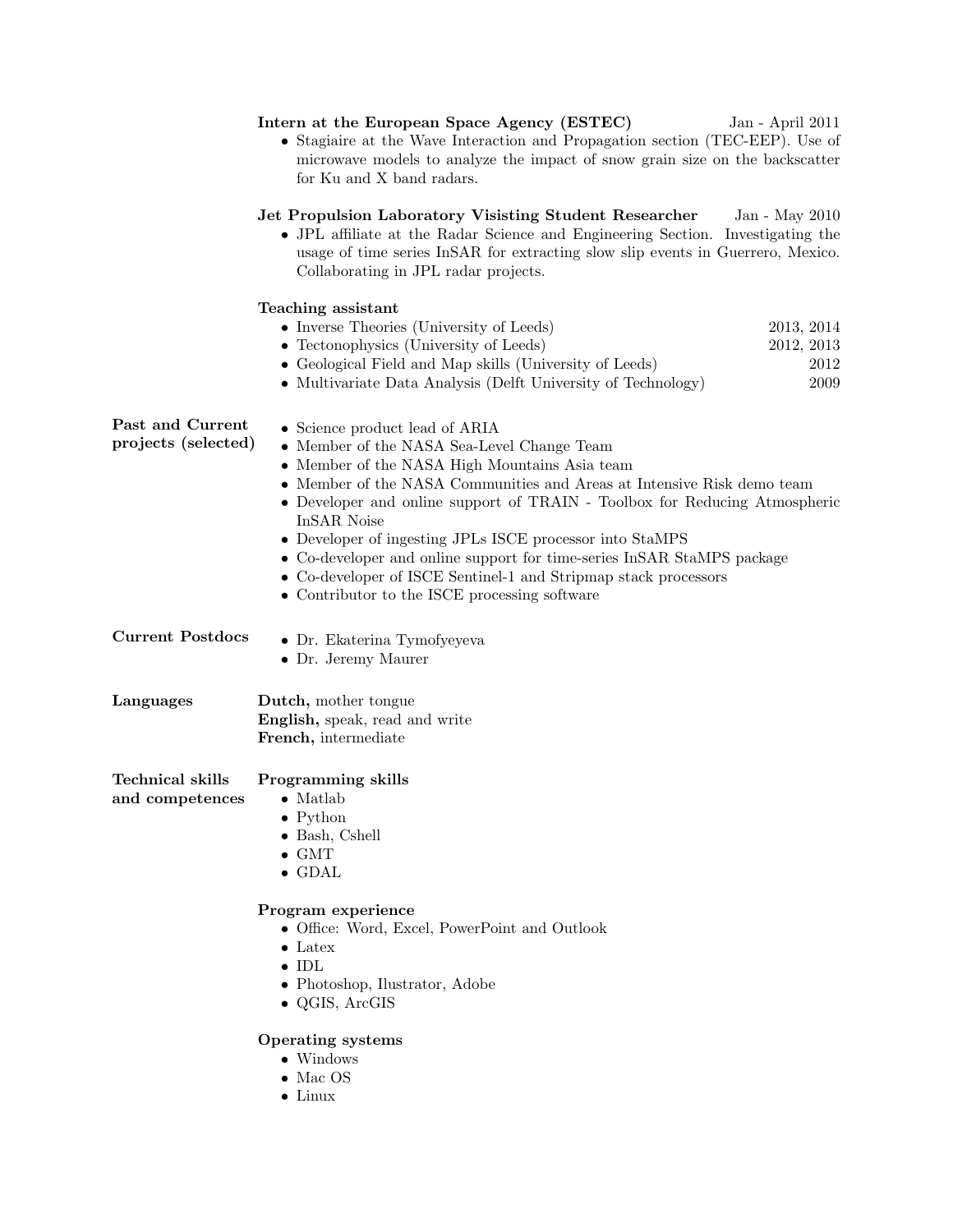**Intern at the European Space Agency (ESTEC)** Jan - April 2011

- Stagiaire at the Wave Interaction and Propagation section (TEC-EEP). Use of microwave models to analyze the impact of snow grain size on the backscatter for Ku and X band radars.

**Jet Propulsion Laboratory Visisting Student Researcher** Jan - May 2010

- JPL affiliate at the Radar Science and Engineering Section. Investigating the usage of time series InSAR for extracting slow slip events in Guerrero, Mexico. Collaborating in JPL radar projects.

**Teaching assistant**

- Inverse Theories (University of Leeds) 2013, 2014
- Tectonophysics (University of Leeds) 2012, 2013
- Geological Field and Map skills (University of Leeds) 2012
- Multivariate Data Analysis (Delft University of Technology) 2009

## Past and Current projects (selected)

- Science product lead of ARIA
- Member of the NASA Sea-Level Change Team
- Member of the NASA High Mountains Asia team
- Member of the NASA Communities and Areas at Intensive Risk demo team
- Developer and online support of TRAIN - Toolbox for Reducing Atmospheric InSAR Noise
- Developer of ingesting JPLs ISCE processor into StaMPS
- Co-developer and online support for time-series InSAR StaMPS package
- Co-developer of ISCE Sentinel-1 and Stripmap stack processors
- Contributor to the ISCE processing software

## Current Postdocs

- Dr. Ekaterina Tymofyeyeva
- Dr. Jeremy Maurer

## Languages

**Dutch,** mother tongue
**English,** speak, read and write
**French,** intermediate

## Technical skills and competences

**Programming skills**

- Matlab
- Python
- Bash, Cshell
- GMT
- GDAL

**Program experience**

- Office: Word, Excel, PowerPoint and Outlook
- Latex
- IDL
- Photoshop, Ilustrator, Adobe
- QGIS, ArcGIS

**Operating systems**

- Windows
- Mac OS
- Linux